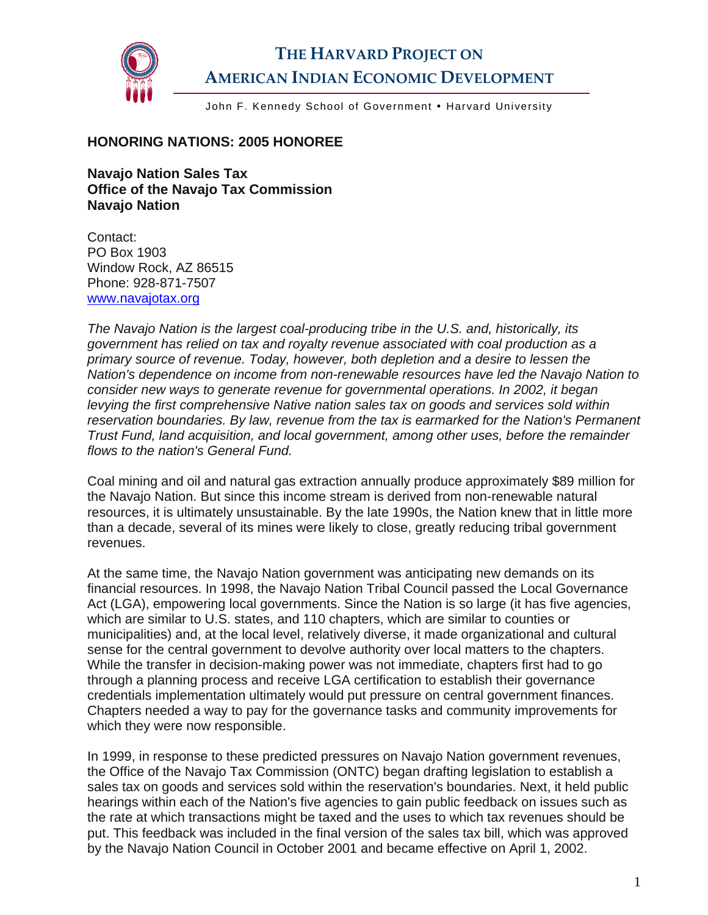# THE HARVARD PROJECT ON AMERICAN INDIAN ECONOMIC DEVELOPMENT

John F. Kennedy School of Government • Harvard University

## HONORING NATIONS: 2005 HONOREE

**Navajo Nation Sales Tax**
**Office of the Navajo Tax Commission**
**Navajo Nation**

Contact:
PO Box 1903
Window Rock, AZ 86515
Phone: 928-871-7507
www.navajotax.org

*The Navajo Nation is the largest coal-producing tribe in the U.S. and, historically, its government has relied on tax and royalty revenue associated with coal production as a primary source of revenue. Today, however, both depletion and a desire to lessen the Nation's dependence on income from non-renewable resources have led the Navajo Nation to consider new ways to generate revenue for governmental operations. In 2002, it began levying the first comprehensive Native nation sales tax on goods and services sold within reservation boundaries. By law, revenue from the tax is earmarked for the Nation's Permanent Trust Fund, land acquisition, and local government, among other uses, before the remainder flows to the nation's General Fund.*

Coal mining and oil and natural gas extraction annually produce approximately $89 million for the Navajo Nation. But since this income stream is derived from non-renewable natural resources, it is ultimately unsustainable. By the late 1990s, the Nation knew that in little more than a decade, several of its mines were likely to close, greatly reducing tribal government revenues.

At the same time, the Navajo Nation government was anticipating new demands on its financial resources. In 1998, the Navajo Nation Tribal Council passed the Local Governance Act (LGA), empowering local governments. Since the Nation is so large (it has five agencies, which are similar to U.S. states, and 110 chapters, which are similar to counties or municipalities) and, at the local level, relatively diverse, it made organizational and cultural sense for the central government to devolve authority over local matters to the chapters. While the transfer in decision-making power was not immediate, chapters first had to go through a planning process and receive LGA certification to establish their governance credentials implementation ultimately would put pressure on central government finances. Chapters needed a way to pay for the governance tasks and community improvements for which they were now responsible.

In 1999, in response to these predicted pressures on Navajo Nation government revenues, the Office of the Navajo Tax Commission (ONTC) began drafting legislation to establish a sales tax on goods and services sold within the reservation's boundaries. Next, it held public hearings within each of the Nation's five agencies to gain public feedback on issues such as the rate at which transactions might be taxed and the uses to which tax revenues should be put. This feedback was included in the final version of the sales tax bill, which was approved by the Navajo Nation Council in October 2001 and became effective on April 1, 2002.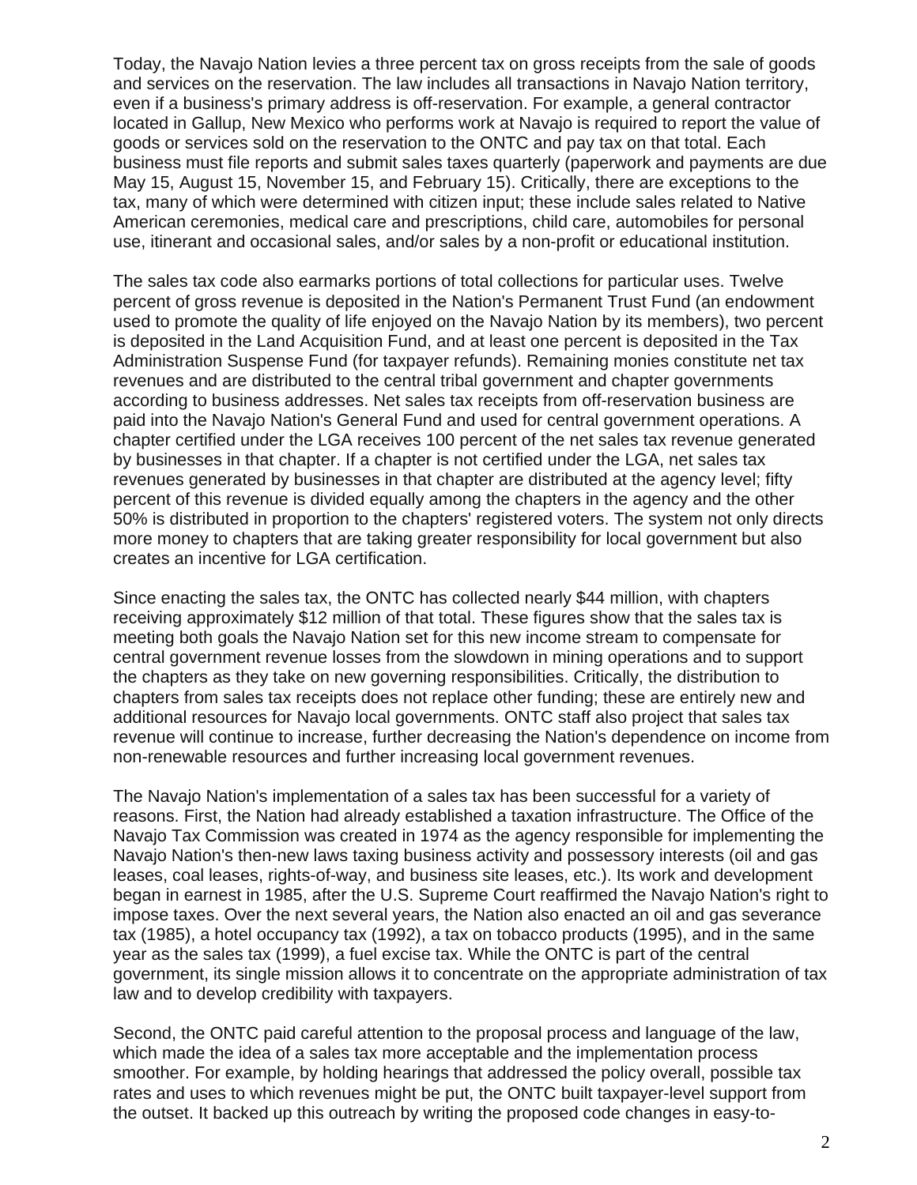Today, the Navajo Nation levies a three percent tax on gross receipts from the sale of goods and services on the reservation. The law includes all transactions in Navajo Nation territory, even if a business's primary address is off-reservation. For example, a general contractor located in Gallup, New Mexico who performs work at Navajo is required to report the value of goods or services sold on the reservation to the ONTC and pay tax on that total. Each business must file reports and submit sales taxes quarterly (paperwork and payments are due May 15, August 15, November 15, and February 15). Critically, there are exceptions to the tax, many of which were determined with citizen input; these include sales related to Native American ceremonies, medical care and prescriptions, child care, automobiles for personal use, itinerant and occasional sales, and/or sales by a non-profit or educational institution.

The sales tax code also earmarks portions of total collections for particular uses. Twelve percent of gross revenue is deposited in the Nation's Permanent Trust Fund (an endowment used to promote the quality of life enjoyed on the Navajo Nation by its members), two percent is deposited in the Land Acquisition Fund, and at least one percent is deposited in the Tax Administration Suspense Fund (for taxpayer refunds). Remaining monies constitute net tax revenues and are distributed to the central tribal government and chapter governments according to business addresses. Net sales tax receipts from off-reservation business are paid into the Navajo Nation's General Fund and used for central government operations. A chapter certified under the LGA receives 100 percent of the net sales tax revenue generated by businesses in that chapter. If a chapter is not certified under the LGA, net sales tax revenues generated by businesses in that chapter are distributed at the agency level; fifty percent of this revenue is divided equally among the chapters in the agency and the other 50% is distributed in proportion to the chapters' registered voters. The system not only directs more money to chapters that are taking greater responsibility for local government but also creates an incentive for LGA certification.

Since enacting the sales tax, the ONTC has collected nearly $44 million, with chapters receiving approximately $12 million of that total. These figures show that the sales tax is meeting both goals the Navajo Nation set for this new income stream to compensate for central government revenue losses from the slowdown in mining operations and to support the chapters as they take on new governing responsibilities. Critically, the distribution to chapters from sales tax receipts does not replace other funding; these are entirely new and additional resources for Navajo local governments. ONTC staff also project that sales tax revenue will continue to increase, further decreasing the Nation's dependence on income from non-renewable resources and further increasing local government revenues.

The Navajo Nation's implementation of a sales tax has been successful for a variety of reasons. First, the Nation had already established a taxation infrastructure. The Office of the Navajo Tax Commission was created in 1974 as the agency responsible for implementing the Navajo Nation's then-new laws taxing business activity and possessory interests (oil and gas leases, coal leases, rights-of-way, and business site leases, etc.). Its work and development began in earnest in 1985, after the U.S. Supreme Court reaffirmed the Navajo Nation's right to impose taxes. Over the next several years, the Nation also enacted an oil and gas severance tax (1985), a hotel occupancy tax (1992), a tax on tobacco products (1995), and in the same year as the sales tax (1999), a fuel excise tax. While the ONTC is part of the central government, its single mission allows it to concentrate on the appropriate administration of tax law and to develop credibility with taxpayers.

Second, the ONTC paid careful attention to the proposal process and language of the law, which made the idea of a sales tax more acceptable and the implementation process smoother. For example, by holding hearings that addressed the policy overall, possible tax rates and uses to which revenues might be put, the ONTC built taxpayer-level support from the outset. It backed up this outreach by writing the proposed code changes in easy-to-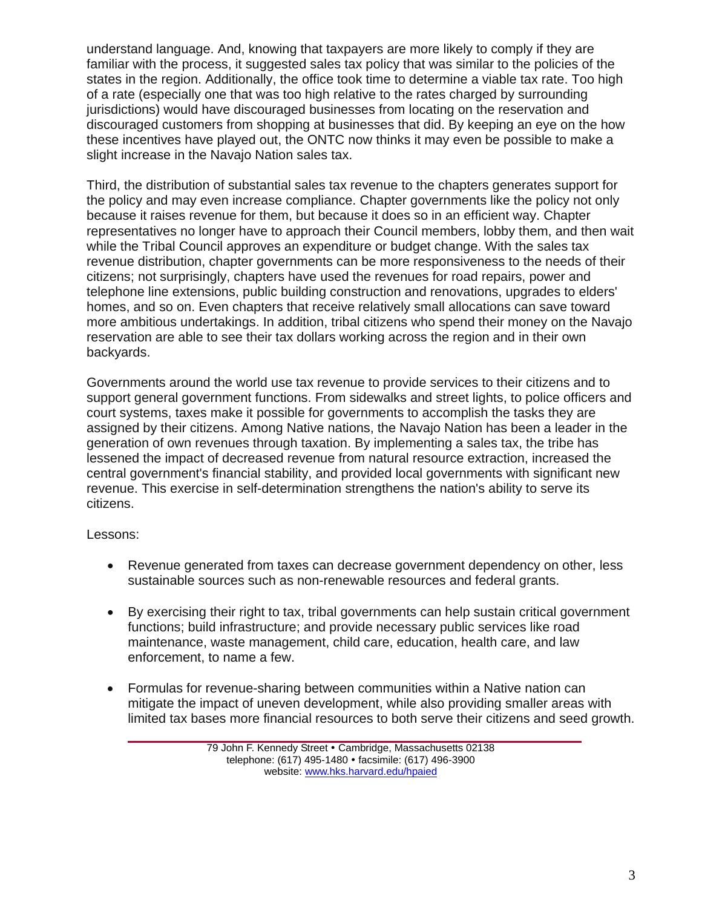understand language. And, knowing that taxpayers are more likely to comply if they are familiar with the process, it suggested sales tax policy that was similar to the policies of the states in the region. Additionally, the office took time to determine a viable tax rate. Too high of a rate (especially one that was too high relative to the rates charged by surrounding jurisdictions) would have discouraged businesses from locating on the reservation and discouraged customers from shopping at businesses that did. By keeping an eye on the how these incentives have played out, the ONTC now thinks it may even be possible to make a slight increase in the Navajo Nation sales tax.

Third, the distribution of substantial sales tax revenue to the chapters generates support for the policy and may even increase compliance. Chapter governments like the policy not only because it raises revenue for them, but because it does so in an efficient way. Chapter representatives no longer have to approach their Council members, lobby them, and then wait while the Tribal Council approves an expenditure or budget change. With the sales tax revenue distribution, chapter governments can be more responsiveness to the needs of their citizens; not surprisingly, chapters have used the revenues for road repairs, power and telephone line extensions, public building construction and renovations, upgrades to elders' homes, and so on. Even chapters that receive relatively small allocations can save toward more ambitious undertakings. In addition, tribal citizens who spend their money on the Navajo reservation are able to see their tax dollars working across the region and in their own backyards.

Governments around the world use tax revenue to provide services to their citizens and to support general government functions. From sidewalks and street lights, to police officers and court systems, taxes make it possible for governments to accomplish the tasks they are assigned by their citizens. Among Native nations, the Navajo Nation has been a leader in the generation of own revenues through taxation. By implementing a sales tax, the tribe has lessened the impact of decreased revenue from natural resource extraction, increased the central government's financial stability, and provided local governments with significant new revenue. This exercise in self-determination strengthens the nation's ability to serve its citizens.

Lessons:

- Revenue generated from taxes can decrease government dependency on other, less sustainable sources such as non-renewable resources and federal grants.
- By exercising their right to tax, tribal governments can help sustain critical government functions; build infrastructure; and provide necessary public services like road maintenance, waste management, child care, education, health care, and law enforcement, to name a few.
- Formulas for revenue-sharing between communities within a Native nation can mitigate the impact of uneven development, while also providing smaller areas with limited tax bases more financial resources to both serve their citizens and seed growth.

79 John F. Kennedy Street • Cambridge, Massachusetts 02138
telephone: (617) 495-1480 • facsimile: (617) 496-3900
website: www.hks.harvard.edu/hpaied